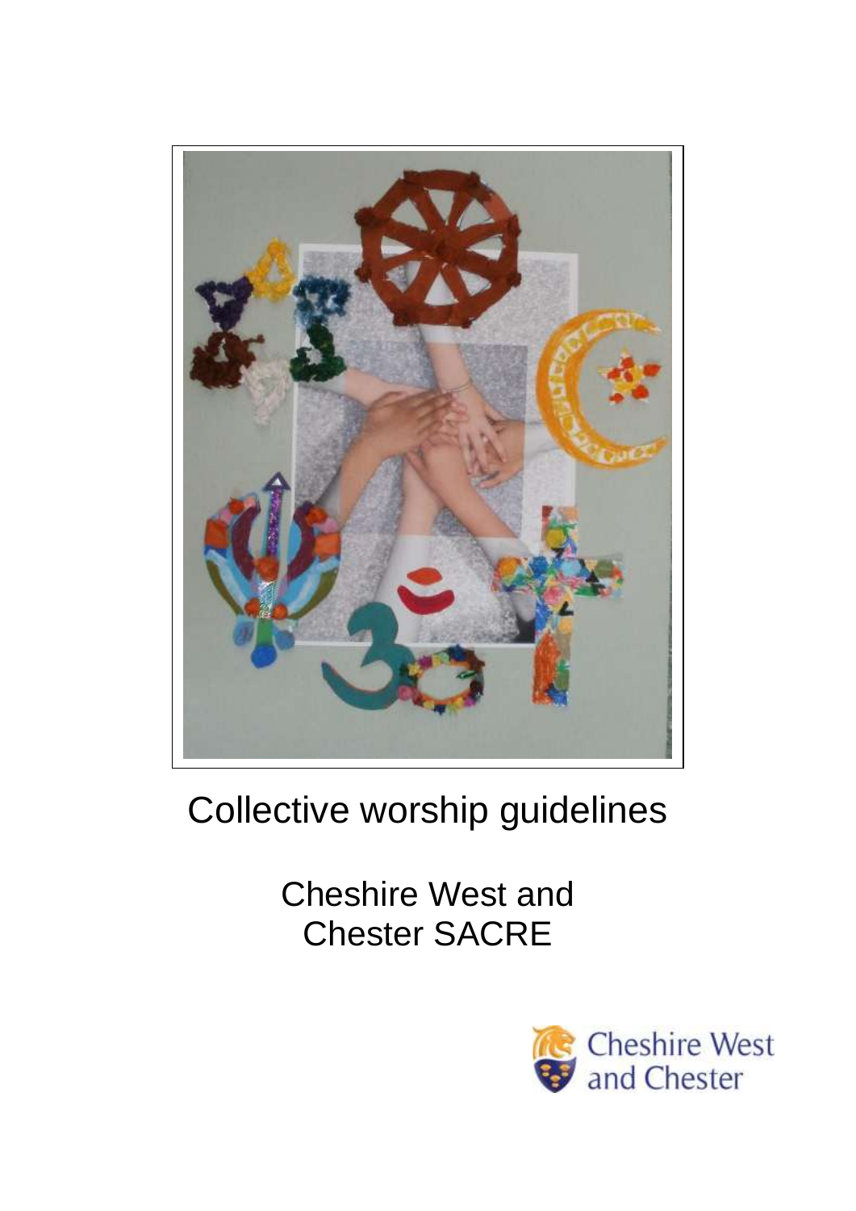# Collective worship guidelines

## Cheshire West and Chester SACRE

Cheshire West and Chester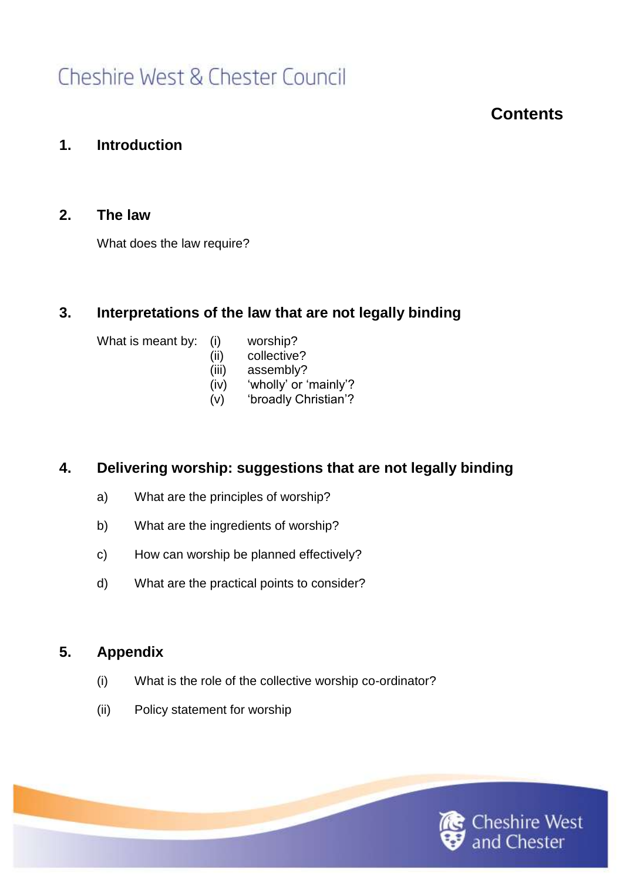Cheshire West & Chester Council

# Contents

## 1. Introduction

## 2. The law

What does the law require?

## 3. Interpretations of the law that are not legally binding

What is meant by:

- (i) worship?
- (ii) collective?
- (iii) assembly?
- (iv) 'wholly' or 'mainly'?
- (v) 'broadly Christian'?

## 4. Delivering worship: suggestions that are not legally binding

a) What are the principles of worship?

b) What are the ingredients of worship?

c) How can worship be planned effectively?

d) What are the practical points to consider?

## 5. Appendix

(i) What is the role of the collective worship co-ordinator?

(ii) Policy statement for worship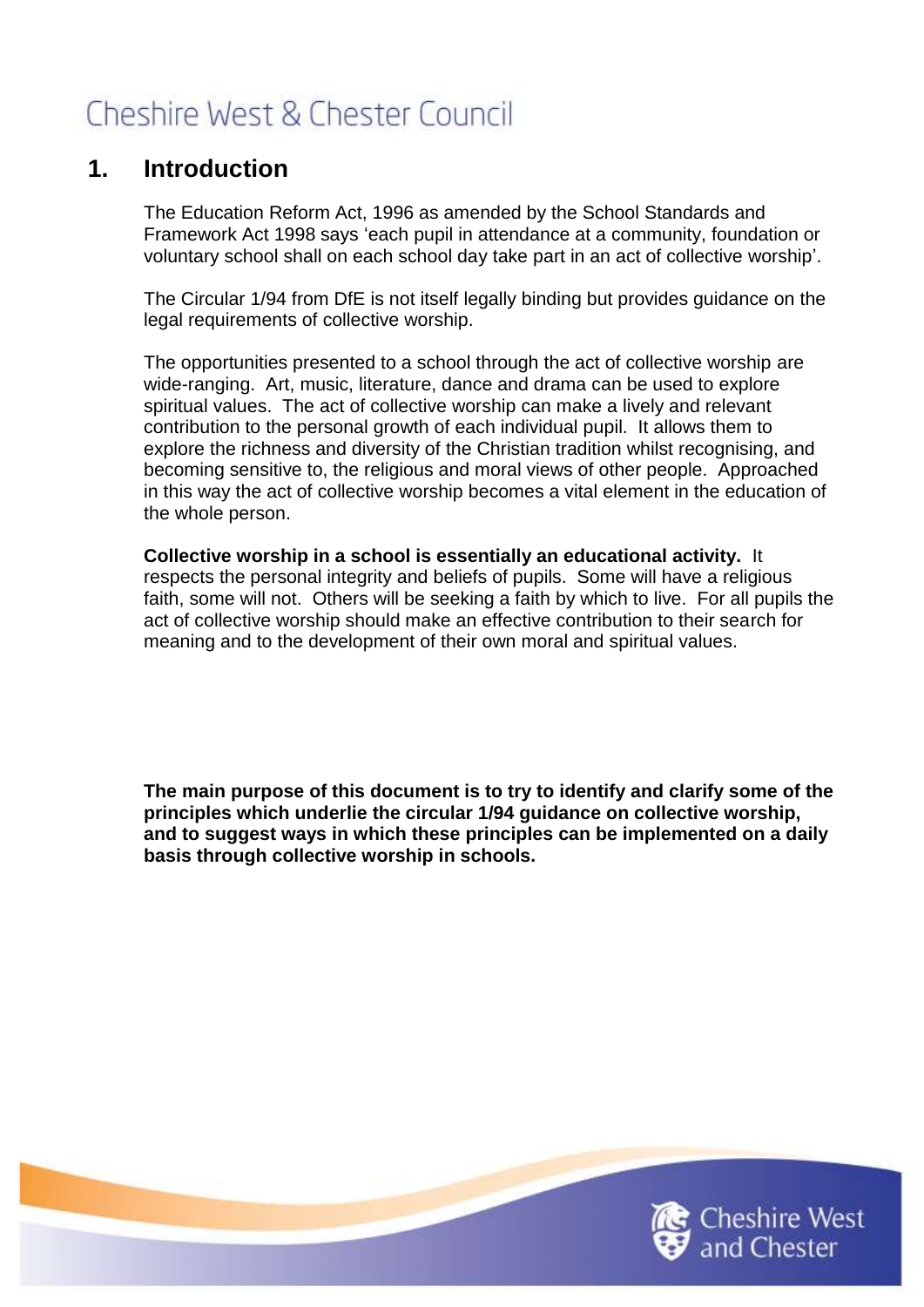## 1. Introduction

The Education Reform Act, 1996 as amended by the School Standards and Framework Act 1998 says 'each pupil in attendance at a community, foundation or voluntary school shall on each school day take part in an act of collective worship'.

The Circular 1/94 from DfE is not itself legally binding but provides guidance on the legal requirements of collective worship.

The opportunities presented to a school through the act of collective worship are wide-ranging. Art, music, literature, dance and drama can be used to explore spiritual values. The act of collective worship can make a lively and relevant contribution to the personal growth of each individual pupil. It allows them to explore the richness and diversity of the Christian tradition whilst recognising, and becoming sensitive to, the religious and moral views of other people. Approached in this way the act of collective worship becomes a vital element in the education of the whole person.

**Collective worship in a school is essentially an educational activity.** It respects the personal integrity and beliefs of pupils. Some will have a religious faith, some will not. Others will be seeking a faith by which to live. For all pupils the act of collective worship should make an effective contribution to their search for meaning and to the development of their own moral and spiritual values.

**The main purpose of this document is to try to identify and clarify some of the principles which underlie the circular 1/94 guidance on collective worship, and to suggest ways in which these principles can be implemented on a daily basis through collective worship in schools.**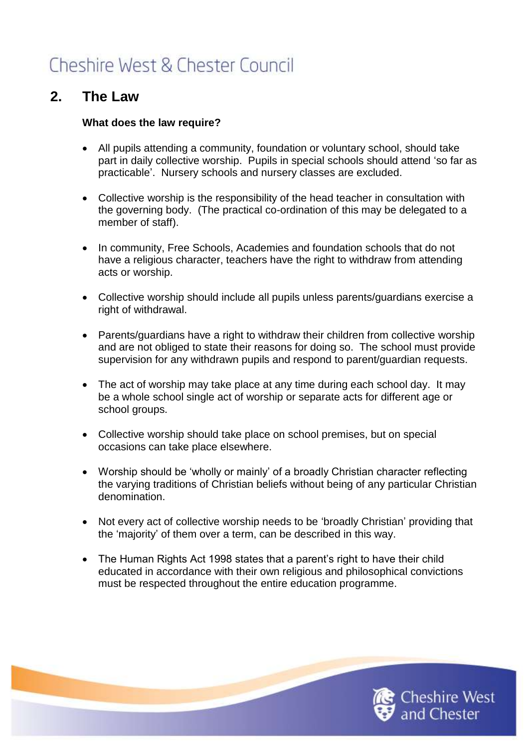## 2. The Law

**What does the law require?**

- All pupils attending a community, foundation or voluntary school, should take part in daily collective worship. Pupils in special schools should attend 'so far as practicable'. Nursery schools and nursery classes are excluded.

- Collective worship is the responsibility of the head teacher in consultation with the governing body. (The practical co-ordination of this may be delegated to a member of staff).

- In community, Free Schools, Academies and foundation schools that do not have a religious character, teachers have the right to withdraw from attending acts or worship.

- Collective worship should include all pupils unless parents/guardians exercise a right of withdrawal.

- Parents/guardians have a right to withdraw their children from collective worship and are not obliged to state their reasons for doing so. The school must provide supervision for any withdrawn pupils and respond to parent/guardian requests.

- The act of worship may take place at any time during each school day. It may be a whole school single act of worship or separate acts for different age or school groups.

- Collective worship should take place on school premises, but on special occasions can take place elsewhere.

- Worship should be 'wholly or mainly' of a broadly Christian character reflecting the varying traditions of Christian beliefs without being of any particular Christian denomination.

- Not every act of collective worship needs to be 'broadly Christian' providing that the 'majority' of them over a term, can be described in this way.

- The Human Rights Act 1998 states that a parent's right to have their child educated in accordance with their own religious and philosophical convictions must be respected throughout the entire education programme.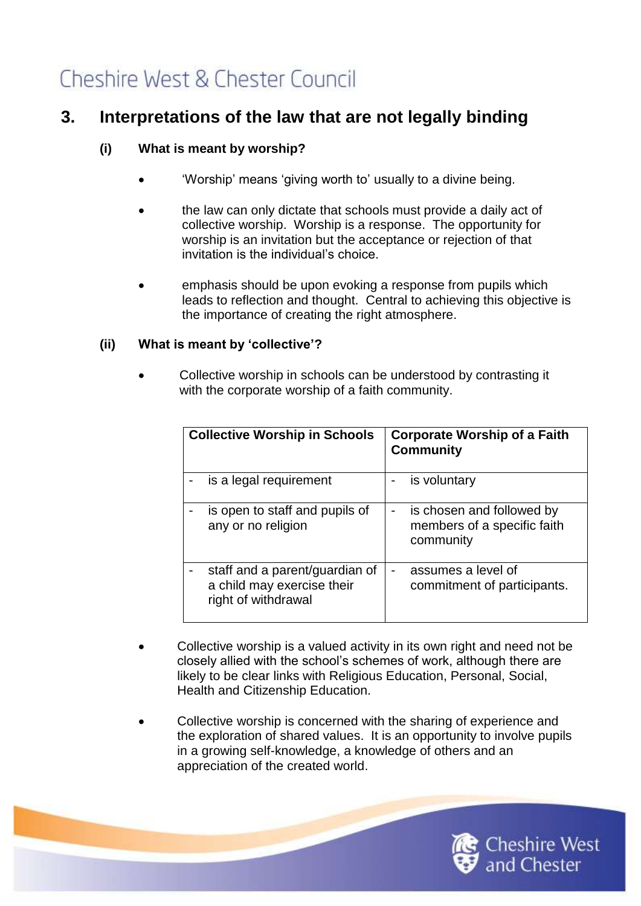## 3. Interpretations of the law that are not legally binding

### (i) What is meant by worship?

- 'Worship' means 'giving worth to' usually to a divine being.
- the law can only dictate that schools must provide a daily act of collective worship. Worship is a response. The opportunity for worship is an invitation but the acceptance or rejection of that invitation is the individual's choice.
- emphasis should be upon evoking a response from pupils which leads to reflection and thought. Central to achieving this objective is the importance of creating the right atmosphere.

### (ii) What is meant by 'collective'?

- Collective worship in schools can be understood by contrasting it with the corporate worship of a faith community.

| Collective Worship in Schools | Corporate Worship of a Faith Community |
|---|---|
| - is a legal requirement | - is voluntary |
| - is open to staff and pupils of any or no religion | - is chosen and followed by members of a specific faith community |
| - staff and a parent/guardian of a child may exercise their right of withdrawal | - assumes a level of commitment of participants. |

- Collective worship is a valued activity in its own right and need not be closely allied with the school's schemes of work, although there are likely to be clear links with Religious Education, Personal, Social, Health and Citizenship Education.
- Collective worship is concerned with the sharing of experience and the exploration of shared values. It is an opportunity to involve pupils in a growing self-knowledge, a knowledge of others and an appreciation of the created world.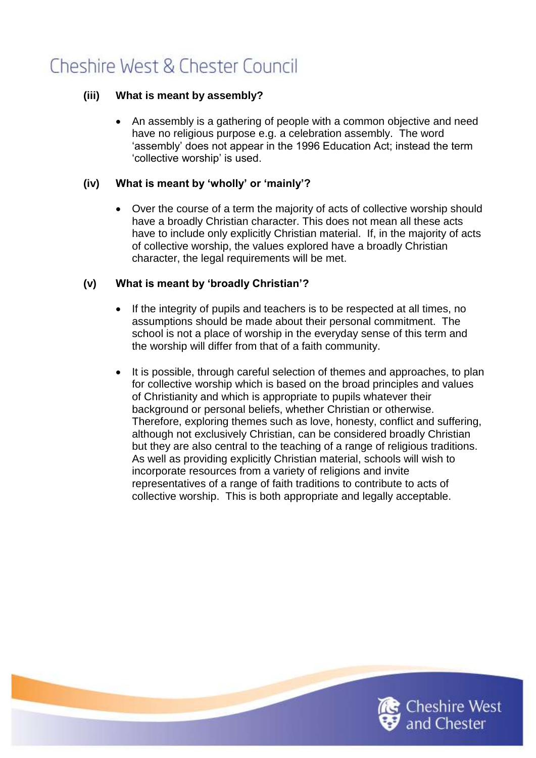### (iii) What is meant by assembly?

- An assembly is a gathering of people with a common objective and need have no religious purpose e.g. a celebration assembly. The word 'assembly' does not appear in the 1996 Education Act; instead the term 'collective worship' is used.

### (iv) What is meant by 'wholly' or 'mainly'?

- Over the course of a term the majority of acts of collective worship should have a broadly Christian character. This does not mean all these acts have to include only explicitly Christian material. If, in the majority of acts of collective worship, the values explored have a broadly Christian character, the legal requirements will be met.

### (v) What is meant by 'broadly Christian'?

- If the integrity of pupils and teachers is to be respected at all times, no assumptions should be made about their personal commitment. The school is not a place of worship in the everyday sense of this term and the worship will differ from that of a faith community.

- It is possible, through careful selection of themes and approaches, to plan for collective worship which is based on the broad principles and values of Christianity and which is appropriate to pupils whatever their background or personal beliefs, whether Christian or otherwise. Therefore, exploring themes such as love, honesty, conflict and suffering, although not exclusively Christian, can be considered broadly Christian but they are also central to the teaching of a range of religious traditions. As well as providing explicitly Christian material, schools will wish to incorporate resources from a variety of religions and invite representatives of a range of faith traditions to contribute to acts of collective worship. This is both appropriate and legally acceptable.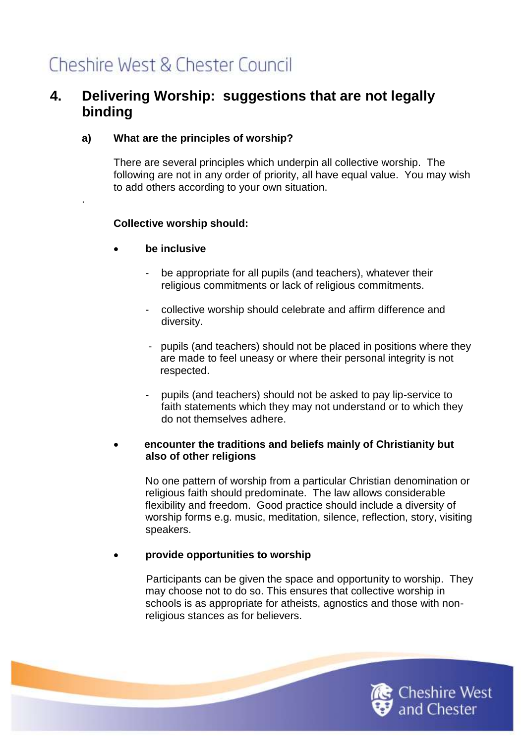## 4. Delivering Worship: suggestions that are not legally binding

### a) What are the principles of worship?

There are several principles which underpin all collective worship. The following are not in any order of priority, all have equal value. You may wish to add others according to your own situation.

.

**Collective worship should:**

- **be inclusive**

  - be appropriate for all pupils (and teachers), whatever their religious commitments or lack of religious commitments.
  - collective worship should celebrate and affirm difference and diversity.
  - pupils (and teachers) should not be placed in positions where they are made to feel uneasy or where their personal integrity is not respected.
  - pupils (and teachers) should not be asked to pay lip-service to faith statements which they may not understand or to which they do not themselves adhere.

- **encounter the traditions and beliefs mainly of Christianity but also of other religions**

  No one pattern of worship from a particular Christian denomination or religious faith should predominate. The law allows considerable flexibility and freedom. Good practice should include a diversity of worship forms e.g. music, meditation, silence, reflection, story, visiting speakers.

- **provide opportunities to worship**

  Participants can be given the space and opportunity to worship. They may choose not to do so. This ensures that collective worship in schools is as appropriate for atheists, agnostics and those with non-religious stances as for believers.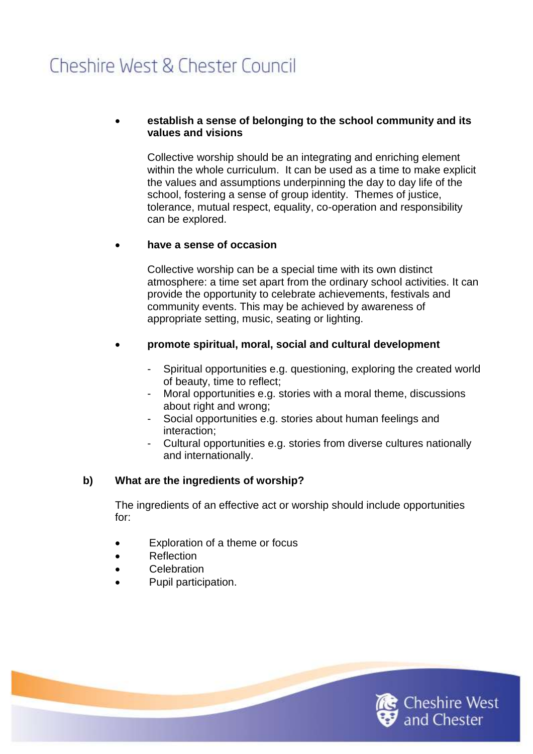- **establish a sense of belonging to the school community and its values and visions**

  Collective worship should be an integrating and enriching element within the whole curriculum. It can be used as a time to make explicit the values and assumptions underpinning the day to day life of the school, fostering a sense of group identity. Themes of justice, tolerance, mutual respect, equality, co-operation and responsibility can be explored.

- **have a sense of occasion**

  Collective worship can be a special time with its own distinct atmosphere: a time set apart from the ordinary school activities. It can provide the opportunity to celebrate achievements, festivals and community events. This may be achieved by awareness of appropriate setting, music, seating or lighting.

- **promote spiritual, moral, social and cultural development**

  - Spiritual opportunities e.g. questioning, exploring the created world of beauty, time to reflect;
  - Moral opportunities e.g. stories with a moral theme, discussions about right and wrong;
  - Social opportunities e.g. stories about human feelings and interaction;
  - Cultural opportunities e.g. stories from diverse cultures nationally and internationally.

**b) What are the ingredients of worship?**

The ingredients of an effective act or worship should include opportunities for:

- Exploration of a theme or focus
- Reflection
- Celebration
- Pupil participation.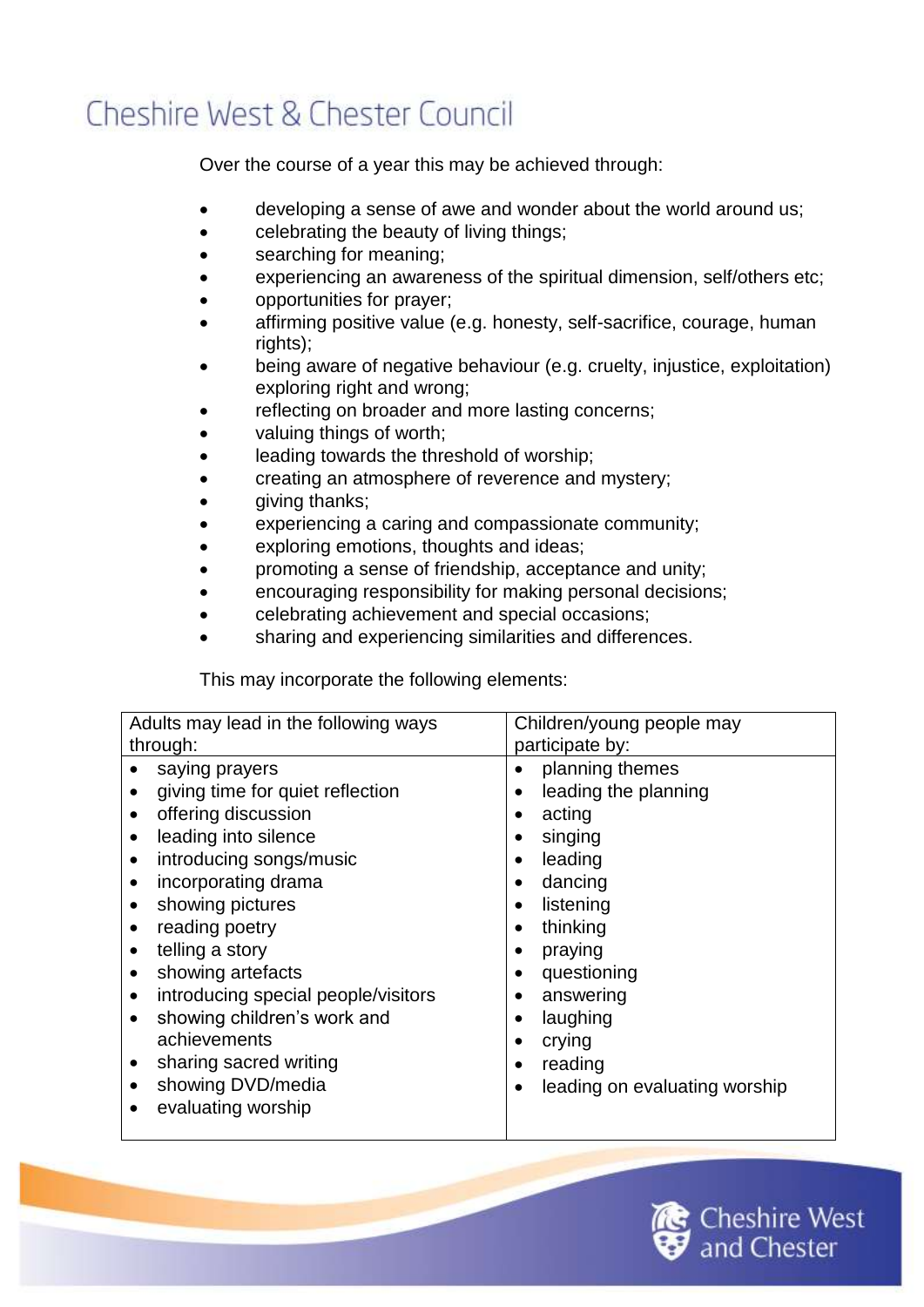Over the course of a year this may be achieved through:

- developing a sense of awe and wonder about the world around us;
- celebrating the beauty of living things;
- searching for meaning;
- experiencing an awareness of the spiritual dimension, self/others etc;
- opportunities for prayer;
- affirming positive value (e.g. honesty, self-sacrifice, courage, human rights);
- being aware of negative behaviour (e.g. cruelty, injustice, exploitation) exploring right and wrong;
- reflecting on broader and more lasting concerns;
- valuing things of worth;
- leading towards the threshold of worship;
- creating an atmosphere of reverence and mystery;
- giving thanks;
- experiencing a caring and compassionate community;
- exploring emotions, thoughts and ideas;
- promoting a sense of friendship, acceptance and unity;
- encouraging responsibility for making personal decisions;
- celebrating achievement and special occasions;
- sharing and experiencing similarities and differences.

This may incorporate the following elements:

| Adults may lead in the following ways through: | Children/young people may participate by: |
|---|---|
| • saying prayers<br>• giving time for quiet reflection<br>• offering discussion<br>• leading into silence<br>• introducing songs/music<br>• incorporating drama<br>• showing pictures<br>• reading poetry<br>• telling a story<br>• showing artefacts<br>• introducing special people/visitors<br>• showing children's work and achievements<br>• sharing sacred writing<br>• showing DVD/media<br>• evaluating worship | • planning themes<br>• leading the planning<br>• acting<br>• singing<br>• leading<br>• dancing<br>• listening<br>• thinking<br>• praying<br>• questioning<br>• answering<br>• laughing<br>• crying<br>• reading<br>• leading on evaluating worship |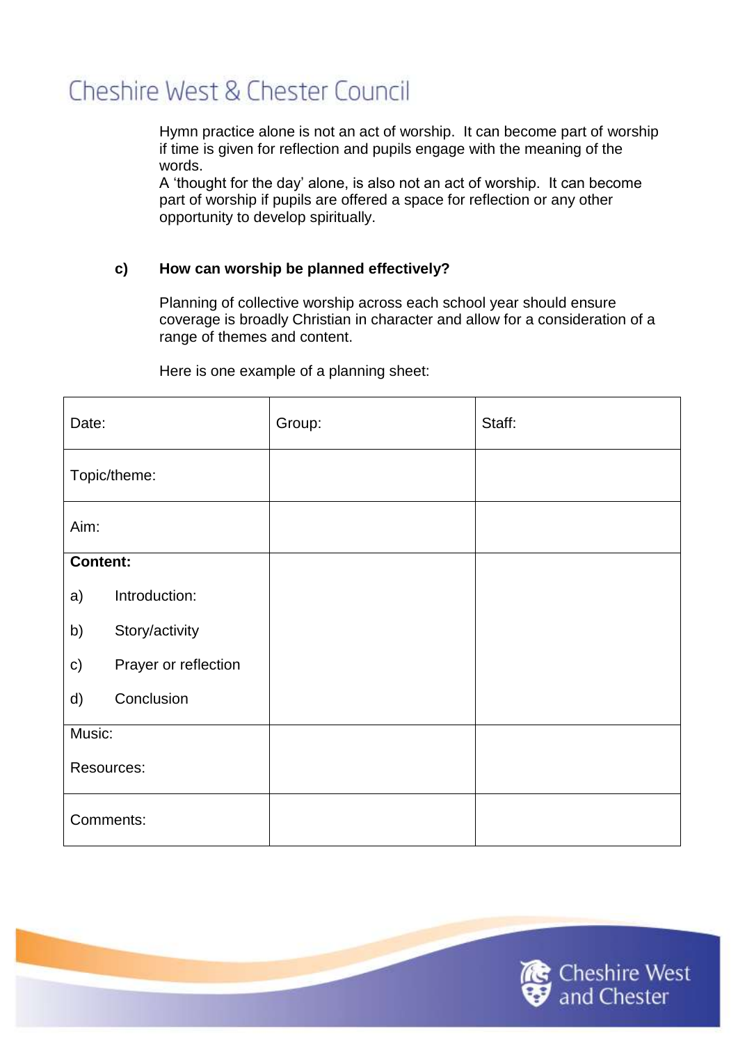Hymn practice alone is not an act of worship. It can become part of worship if time is given for reflection and pupils engage with the meaning of the words.

A 'thought for the day' alone, is also not an act of worship. It can become part of worship if pupils are offered a space for reflection or any other opportunity to develop spiritually.

**c) How can worship be planned effectively?**

Planning of collective worship across each school year should ensure coverage is broadly Christian in character and allow for a consideration of a range of themes and content.

Here is one example of a planning sheet:

| Date: | Group: | Staff: |
| --- | --- | --- |
| Topic/theme: | | |
| Aim: | | |
| **Content:**<br>a) Introduction:<br>b) Story/activity<br>c) Prayer or reflection<br>d) Conclusion | | |
| Music:<br>Resources: | | |
| Comments: | | |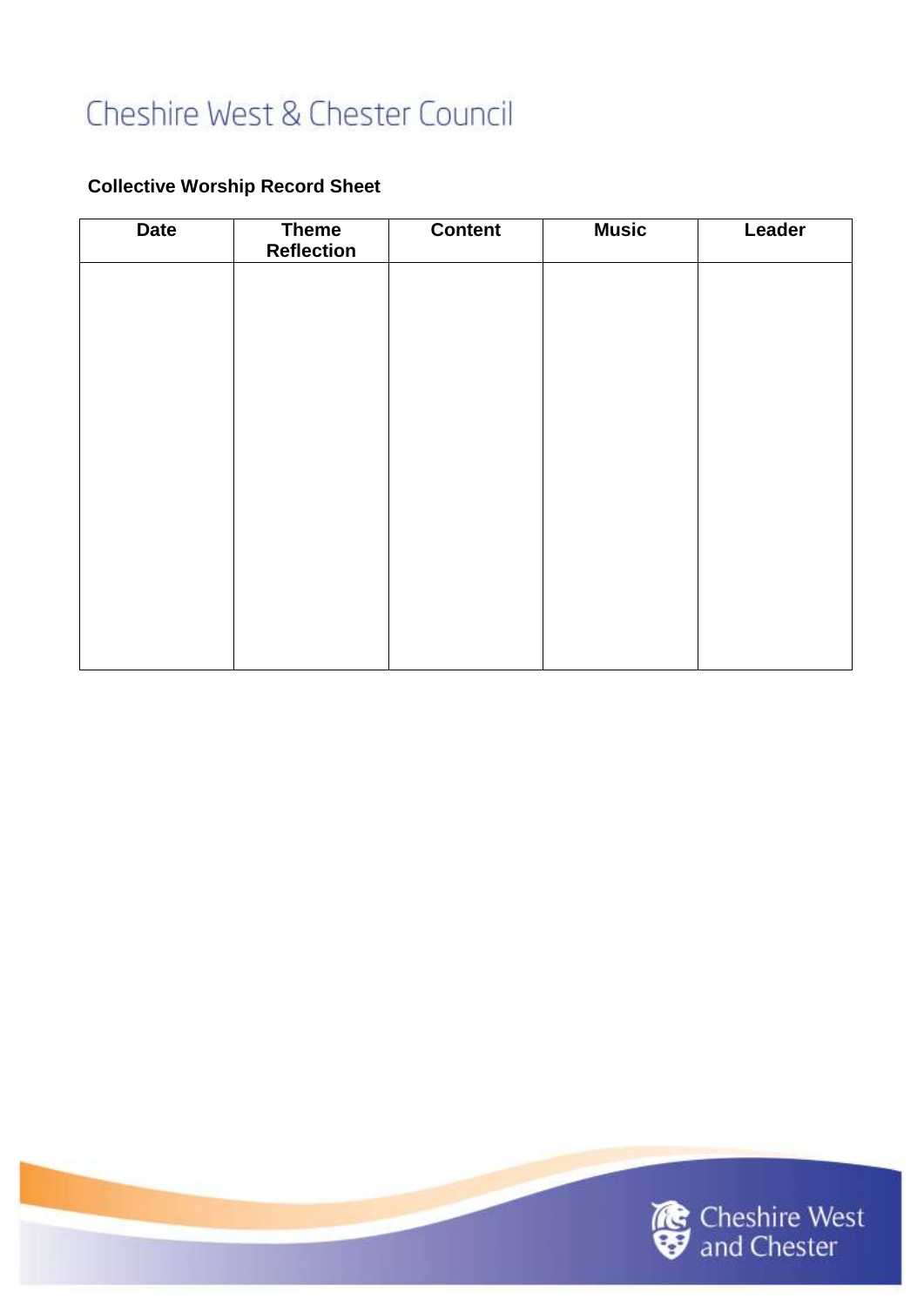Cheshire West & Chester Council

**Collective Worship Record Sheet**

| Date | Theme Reflection | Content | Music | Leader |
|---|---|---|---|---|
| | | | | |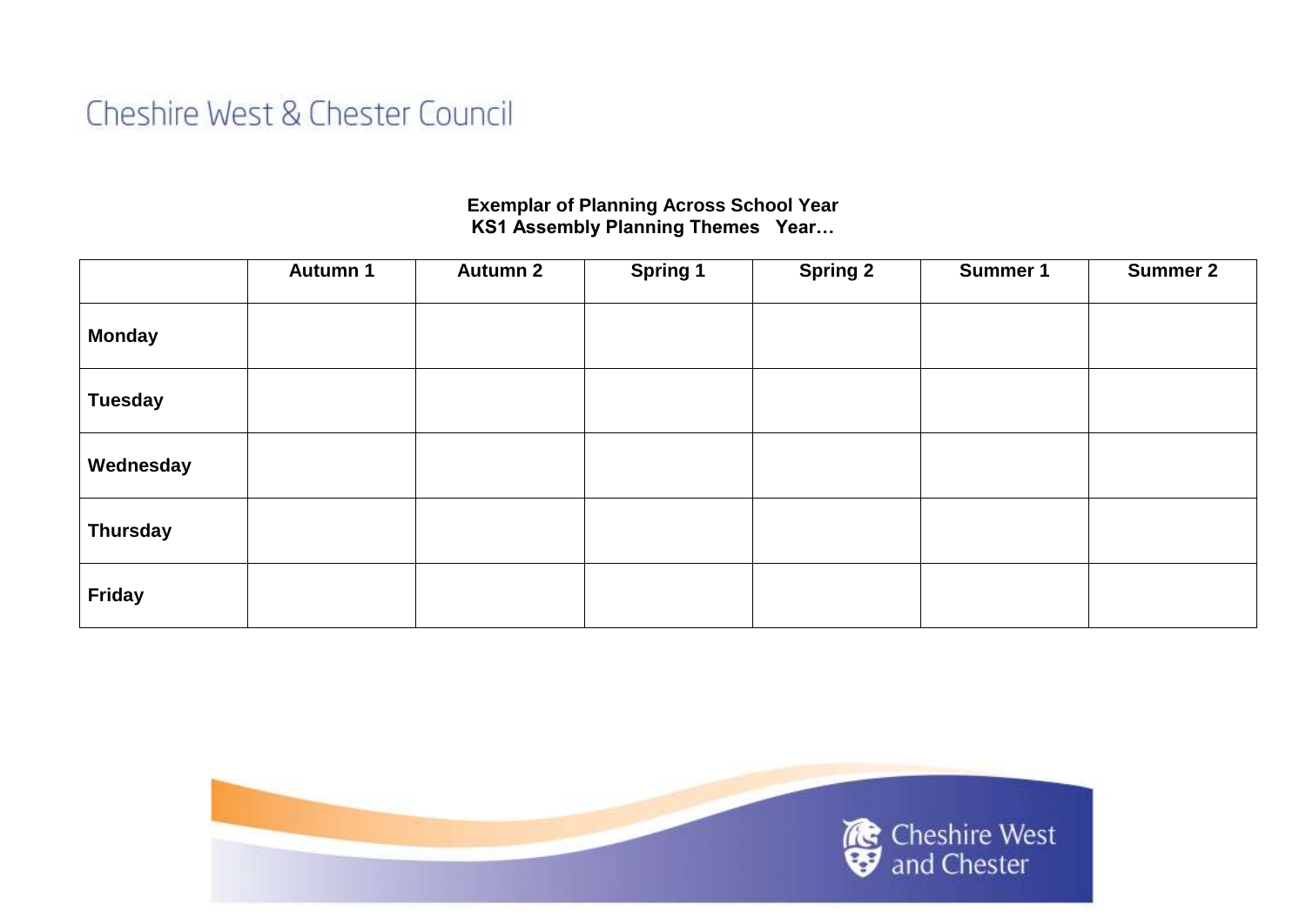Cheshire West & Chester Council

**Exemplar of Planning Across School Year**
**KS1 Assembly Planning Themes   Year…**

| | Autumn 1 | Autumn 2 | Spring 1 | Spring 2 | Summer 1 | Summer 2 |
|---|---|---|---|---|---|---|
| **Monday** | | | | | | |
| **Tuesday** | | | | | | |
| **Wednesday** | | | | | | |
| **Thursday** | | | | | | |
| **Friday** | | | | | | |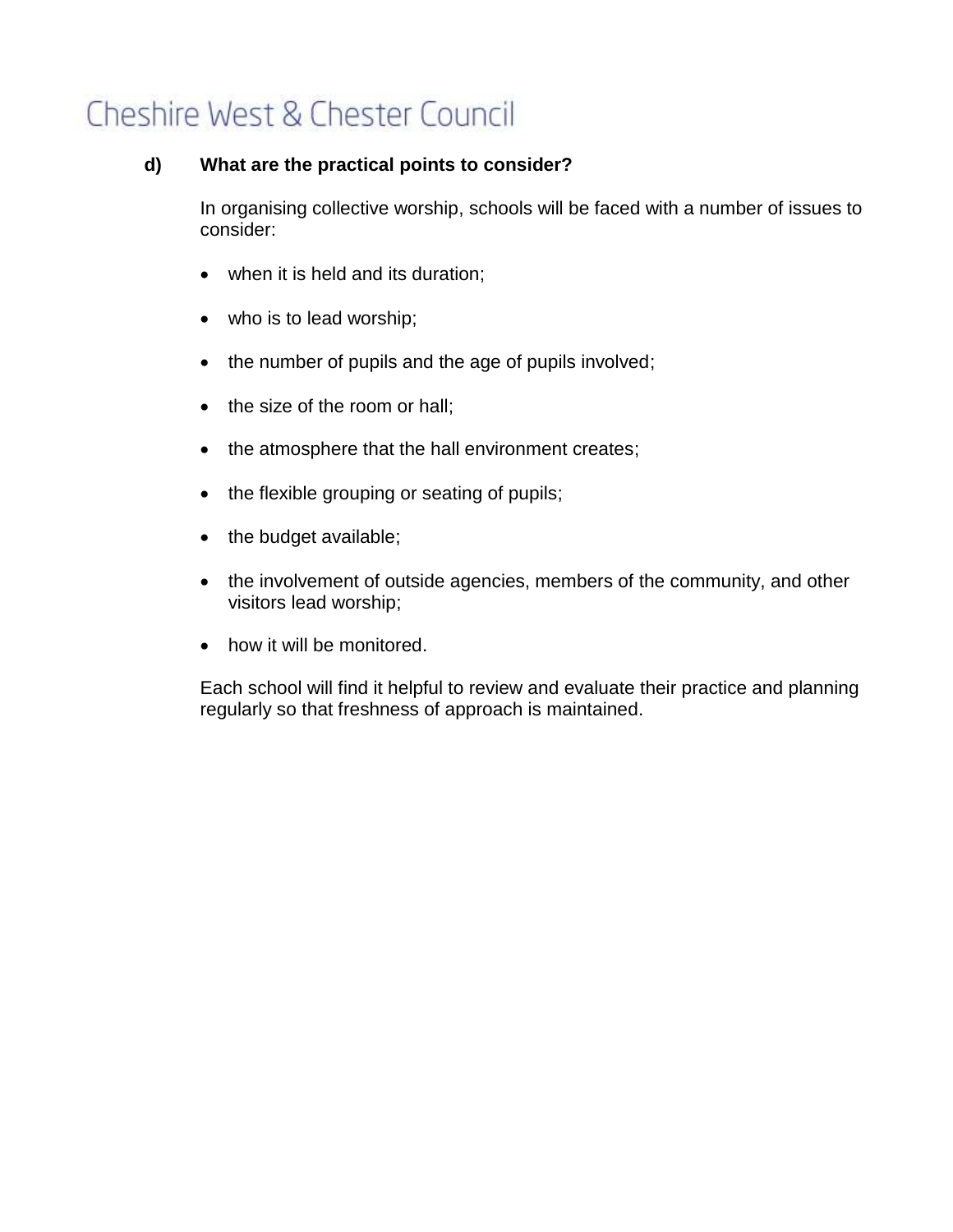**d) What are the practical points to consider?**

In organising collective worship, schools will be faced with a number of issues to consider:

- when it is held and its duration;
- who is to lead worship;
- the number of pupils and the age of pupils involved;
- the size of the room or hall;
- the atmosphere that the hall environment creates;
- the flexible grouping or seating of pupils;
- the budget available;
- the involvement of outside agencies, members of the community, and other visitors lead worship;
- how it will be monitored.

Each school will find it helpful to review and evaluate their practice and planning regularly so that freshness of approach is maintained.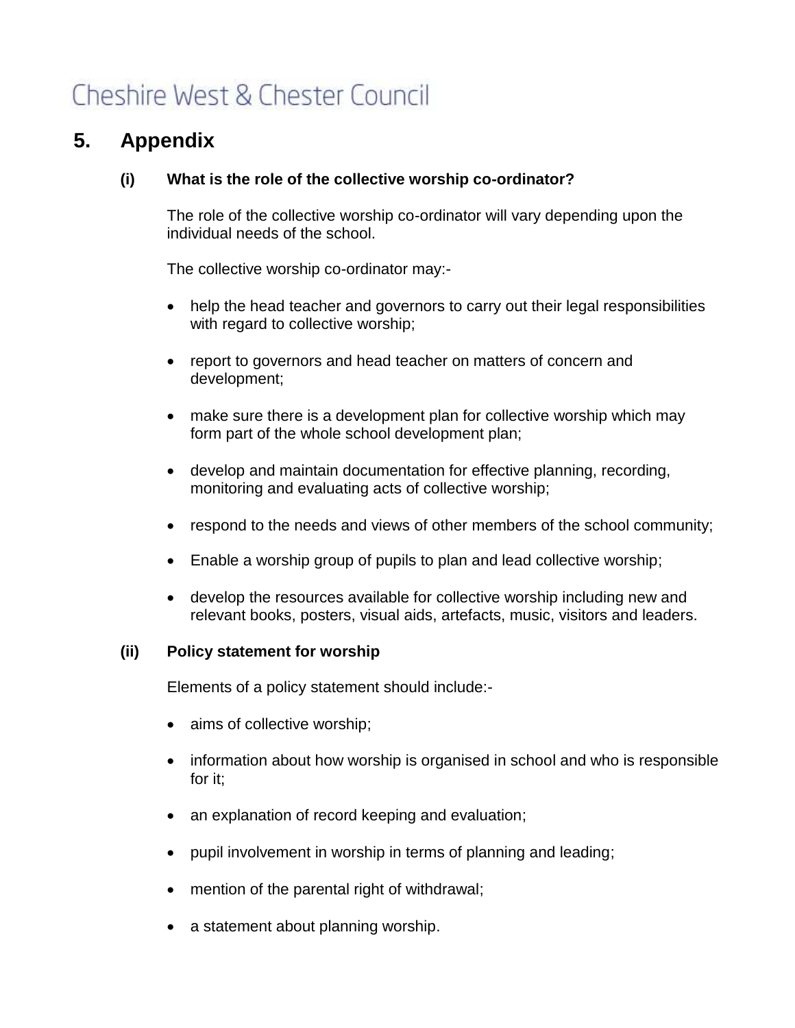Cheshire West & Chester Council

## 5. Appendix

### (i) What is the role of the collective worship co-ordinator?

The role of the collective worship co-ordinator will vary depending upon the individual needs of the school.

The collective worship co-ordinator may:-

- help the head teacher and governors to carry out their legal responsibilities with regard to collective worship;
- report to governors and head teacher on matters of concern and development;
- make sure there is a development plan for collective worship which may form part of the whole school development plan;
- develop and maintain documentation for effective planning, recording, monitoring and evaluating acts of collective worship;
- respond to the needs and views of other members of the school community;
- Enable a worship group of pupils to plan and lead collective worship;
- develop the resources available for collective worship including new and relevant books, posters, visual aids, artefacts, music, visitors and leaders.

### (ii) Policy statement for worship

Elements of a policy statement should include:-

- aims of collective worship;
- information about how worship is organised in school and who is responsible for it;
- an explanation of record keeping and evaluation;
- pupil involvement in worship in terms of planning and leading;
- mention of the parental right of withdrawal;
- a statement about planning worship.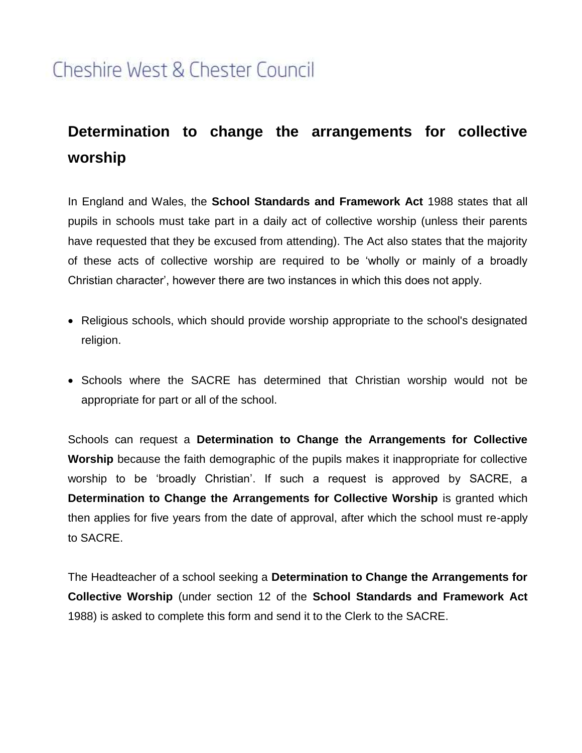Cheshire West & Chester Council

# Determination to change the arrangements for collective worship

In England and Wales, the **School Standards and Framework Act** 1988 states that all pupils in schools must take part in a daily act of collective worship (unless their parents have requested that they be excused from attending). The Act also states that the majority of these acts of collective worship are required to be 'wholly or mainly of a broadly Christian character', however there are two instances in which this does not apply.

- Religious schools, which should provide worship appropriate to the school's designated religion.
- Schools where the SACRE has determined that Christian worship would not be appropriate for part or all of the school.

Schools can request a **Determination to Change the Arrangements for Collective Worship** because the faith demographic of the pupils makes it inappropriate for collective worship to be 'broadly Christian'. If such a request is approved by SACRE, a **Determination to Change the Arrangements for Collective Worship** is granted which then applies for five years from the date of approval, after which the school must re-apply to SACRE.

The Headteacher of a school seeking a **Determination to Change the Arrangements for Collective Worship** (under section 12 of the **School Standards and Framework Act** 1988) is asked to complete this form and send it to the Clerk to the SACRE.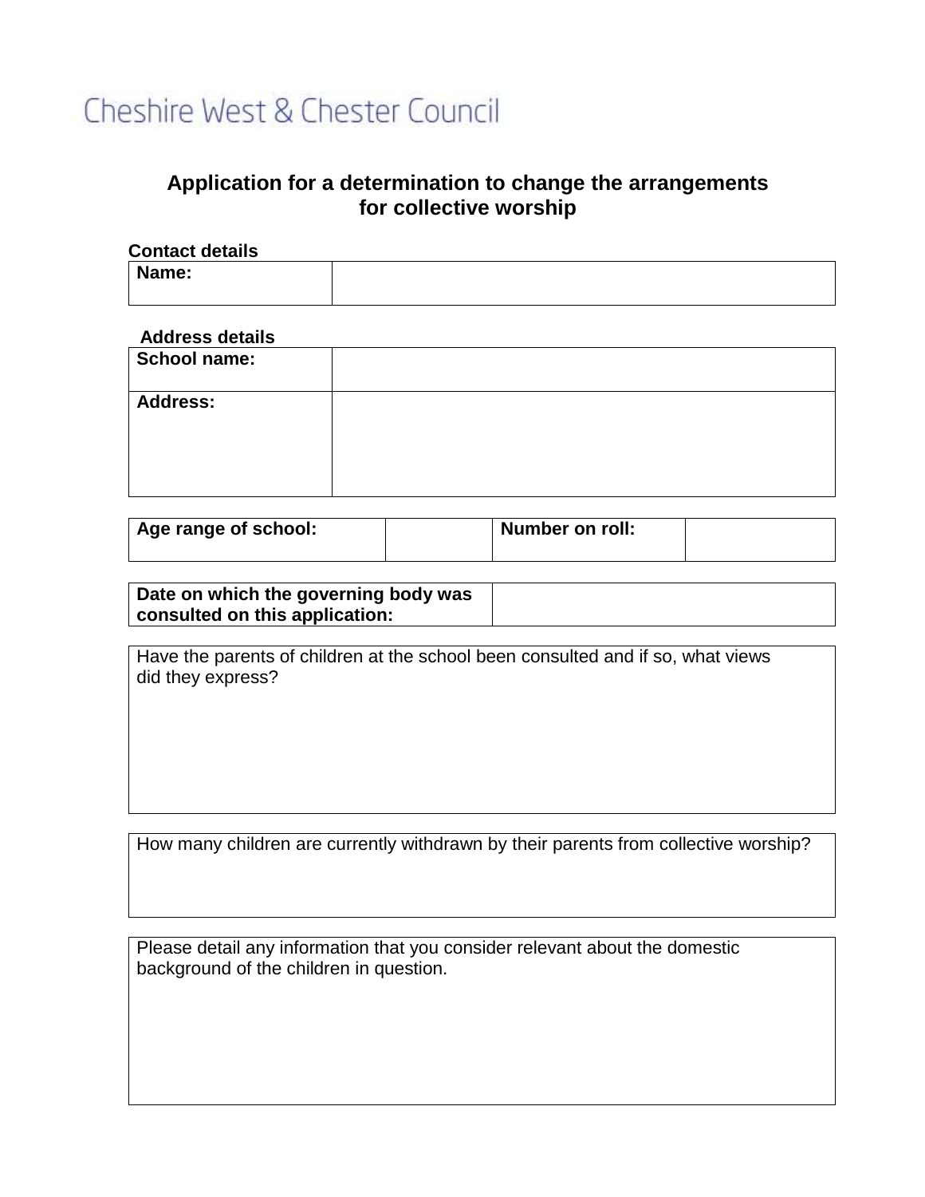Cheshire West & Chester Council

## Application for a determination to change the arrangements for collective worship

**Contact details**

| **Name:** | |
|---|---|

**Address details**

| **School name:** | |
|---|---|
| **Address:** | |

| **Age range of school:** | | **Number on roll:** | |
|---|---|---|---|

| **Date on which the governing body was consulted on this application:** | |
|---|---|

| Have the parents of children at the school been consulted and if so, what views did they express? |
|---|
| |

| How many children are currently withdrawn by their parents from collective worship? |
|---|
| |

| Please detail any information that you consider relevant about the domestic background of the children in question. |
|---|
| |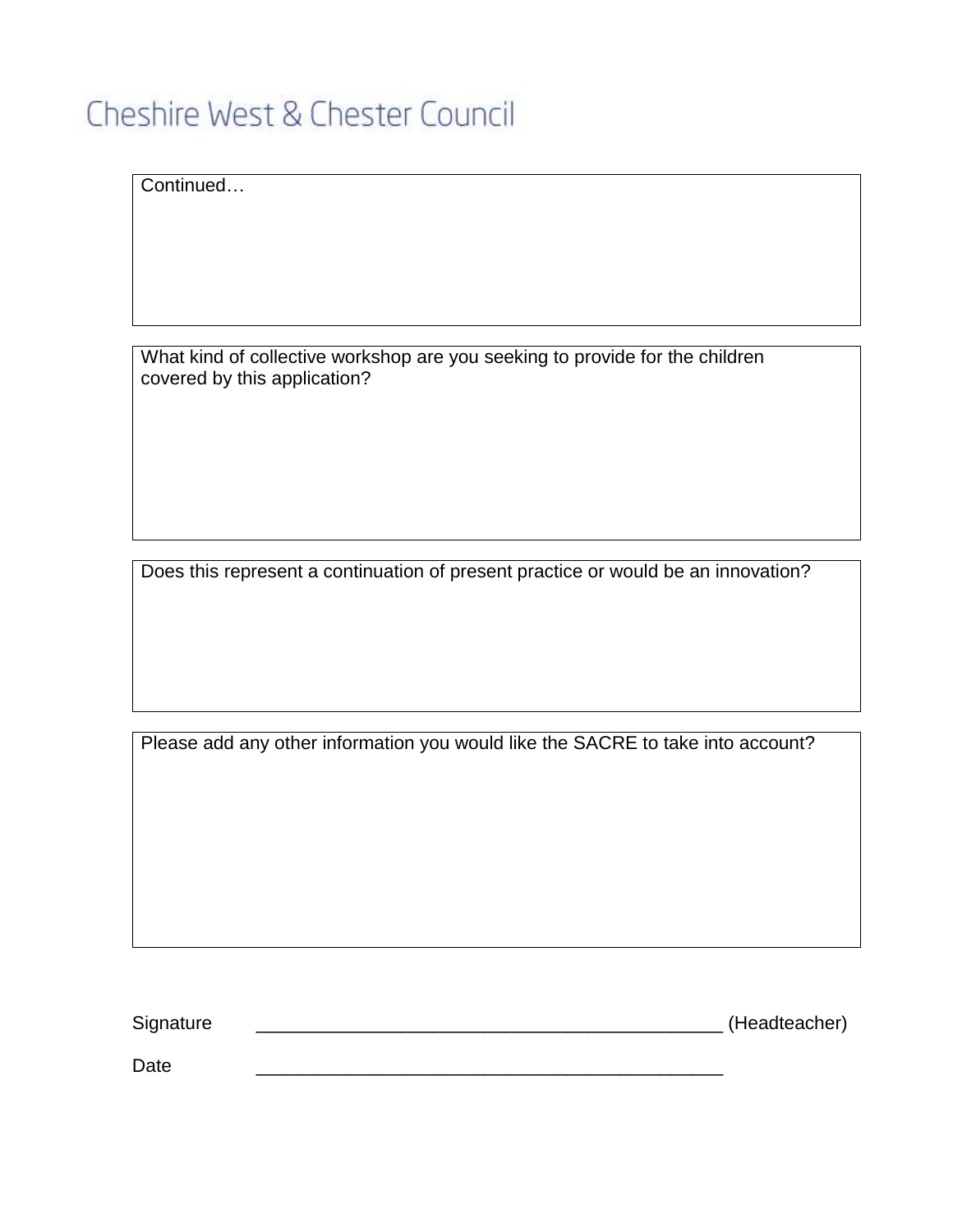Cheshire West & Chester Council

Continued…

What kind of collective workshop are you seeking to provide for the children covered by this application?

Does this represent a continuation of present practice or would be an innovation?

Please add any other information you would like the SACRE to take into account?

Signature \_\_\_\_\_\_\_\_\_\_\_\_\_\_\_\_\_\_\_\_\_\_\_\_\_\_\_\_\_\_\_\_\_\_\_\_\_\_\_\_\_\_\_\_\_\_ (Headteacher)

Date \_\_\_\_\_\_\_\_\_\_\_\_\_\_\_\_\_\_\_\_\_\_\_\_\_\_\_\_\_\_\_\_\_\_\_\_\_\_\_\_\_\_\_\_\_\_